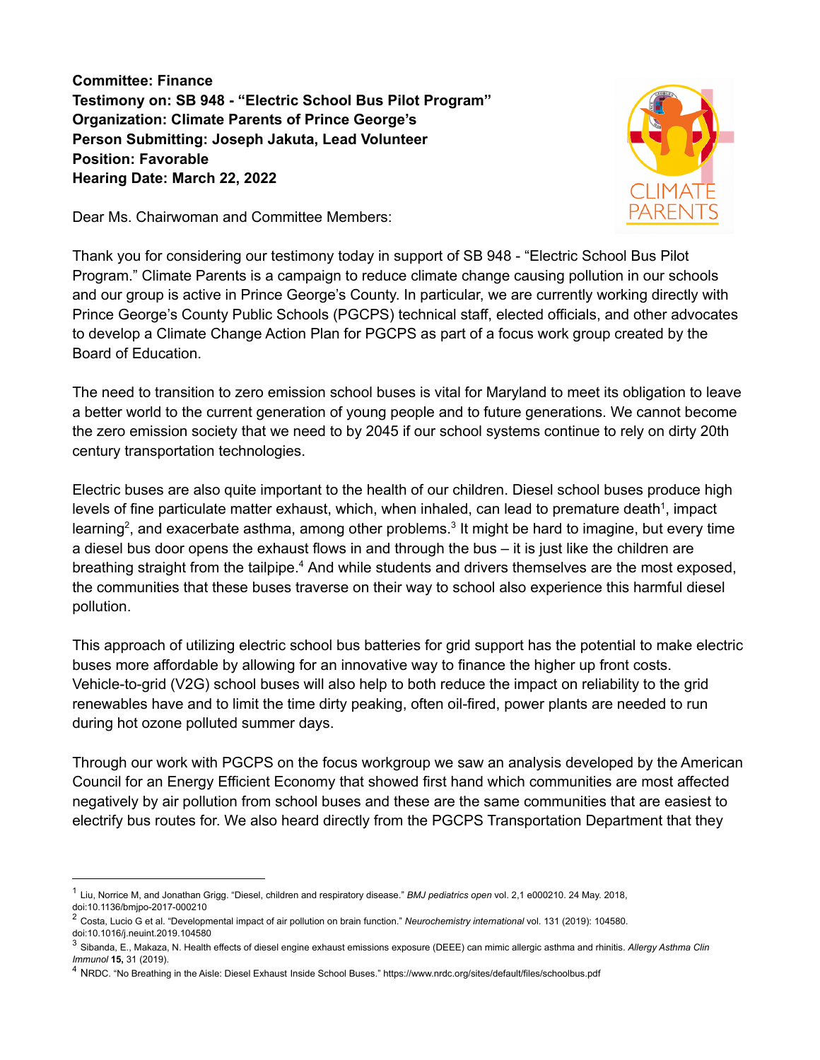**Committee: Finance**
**Testimony on: SB 948 - "Electric School Bus Pilot Program"**
**Organization: Climate Parents of Prince George's**
**Person Submitting: Joseph Jakuta, Lead Volunteer**
**Position: Favorable**
**Hearing Date: March 22, 2022**

Dear Ms. Chairwoman and Committee Members:

Thank you for considering our testimony today in support of SB 948 - "Electric School Bus Pilot Program." Climate Parents is a campaign to reduce climate change causing pollution in our schools and our group is active in Prince George's County. In particular, we are currently working directly with Prince George's County Public Schools (PGCPS) technical staff, elected officials, and other advocates to develop a Climate Change Action Plan for PGCPS as part of a focus work group created by the Board of Education.

The need to transition to zero emission school buses is vital for Maryland to meet its obligation to leave a better world to the current generation of young people and to future generations. We cannot become the zero emission society that we need to by 2045 if our school systems continue to rely on dirty 20th century transportation technologies.

Electric buses are also quite important to the health of our children. Diesel school buses produce high levels of fine particulate matter exhaust, which, when inhaled, can lead to premature death[1], impact learning[2], and exacerbate asthma, among other problems.[3] It might be hard to imagine, but every time a diesel bus door opens the exhaust flows in and through the bus – it is just like the children are breathing straight from the tailpipe.[4] And while students and drivers themselves are the most exposed, the communities that these buses traverse on their way to school also experience this harmful diesel pollution.

This approach of utilizing electric school bus batteries for grid support has the potential to make electric buses more affordable by allowing for an innovative way to finance the higher up front costs. Vehicle-to-grid (V2G) school buses will also help to both reduce the impact on reliability to the grid renewables have and to limit the time dirty peaking, often oil-fired, power plants are needed to run during hot ozone polluted summer days.

Through our work with PGCPS on the focus workgroup we saw an analysis developed by the American Council for an Energy Efficient Economy that showed first hand which communities are most affected negatively by air pollution from school buses and these are the same communities that are easiest to electrify bus routes for. We also heard directly from the PGCPS Transportation Department that they

---

[1] Liu, Norrice M, and Jonathan Grigg. "Diesel, children and respiratory disease." *BMJ pediatrics open* vol. 2,1 e000210. 24 May. 2018, doi:10.1136/bmjpo-2017-000210

[2] Costa, Lucio G et al. "Developmental impact of air pollution on brain function." *Neurochemistry international* vol. 131 (2019): 104580. doi:10.1016/j.neuint.2019.104580

[3] Sibanda, E., Makaza, N. Health effects of diesel engine exhaust emissions exposure (DEEE) can mimic allergic asthma and rhinitis. *Allergy Asthma Clin Immunol* **15,** 31 (2019).

[4] NRDC. "No Breathing in the Aisle: Diesel Exhaust Inside School Buses." https://www.nrdc.org/sites/default/files/schoolbus.pdf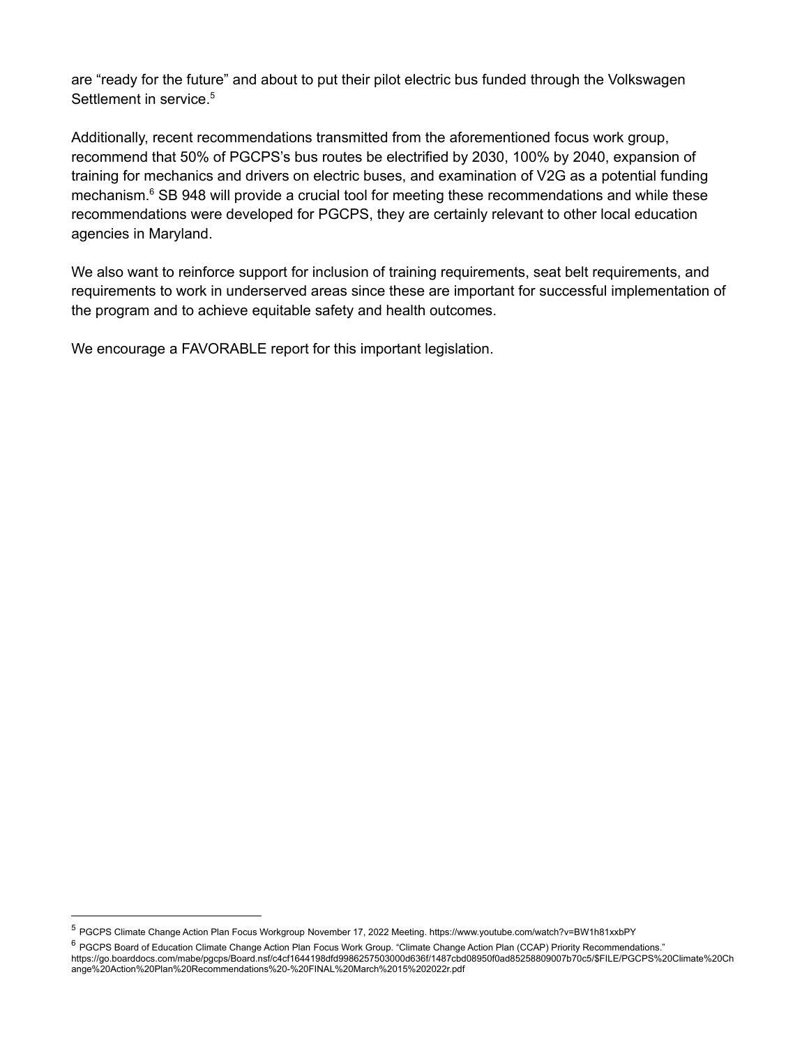are "ready for the future" and about to put their pilot electric bus funded through the Volkswagen Settlement in service.[5]

Additionally, recent recommendations transmitted from the aforementioned focus work group, recommend that 50% of PGCPS's bus routes be electrified by 2030, 100% by 2040, expansion of training for mechanics and drivers on electric buses, and examination of V2G as a potential funding mechanism.[6] SB 948 will provide a crucial tool for meeting these recommendations and while these recommendations were developed for PGCPS, they are certainly relevant to other local education agencies in Maryland.

We also want to reinforce support for inclusion of training requirements, seat belt requirements, and requirements to work in underserved areas since these are important for successful implementation of the program and to achieve equitable safety and health outcomes.

We encourage a FAVORABLE report for this important legislation.

---

[5] PGCPS Climate Change Action Plan Focus Workgroup November 17, 2022 Meeting. https://www.youtube.com/watch?v=BW1h81xxbPY

[6] PGCPS Board of Education Climate Change Action Plan Focus Work Group. "Climate Change Action Plan (CCAP) Priority Recommendations." https://go.boarddocs.com/mabe/pgcps/Board.nsf/c4cf1644198dfd9986257503000d636f/1487cbd08950f0ad85258809007b70c5/$FILE/PGCPS%20Climate%20Change%20Action%20Plan%20Recommendations%20-%20FINAL%20March%2015%202022r.pdf